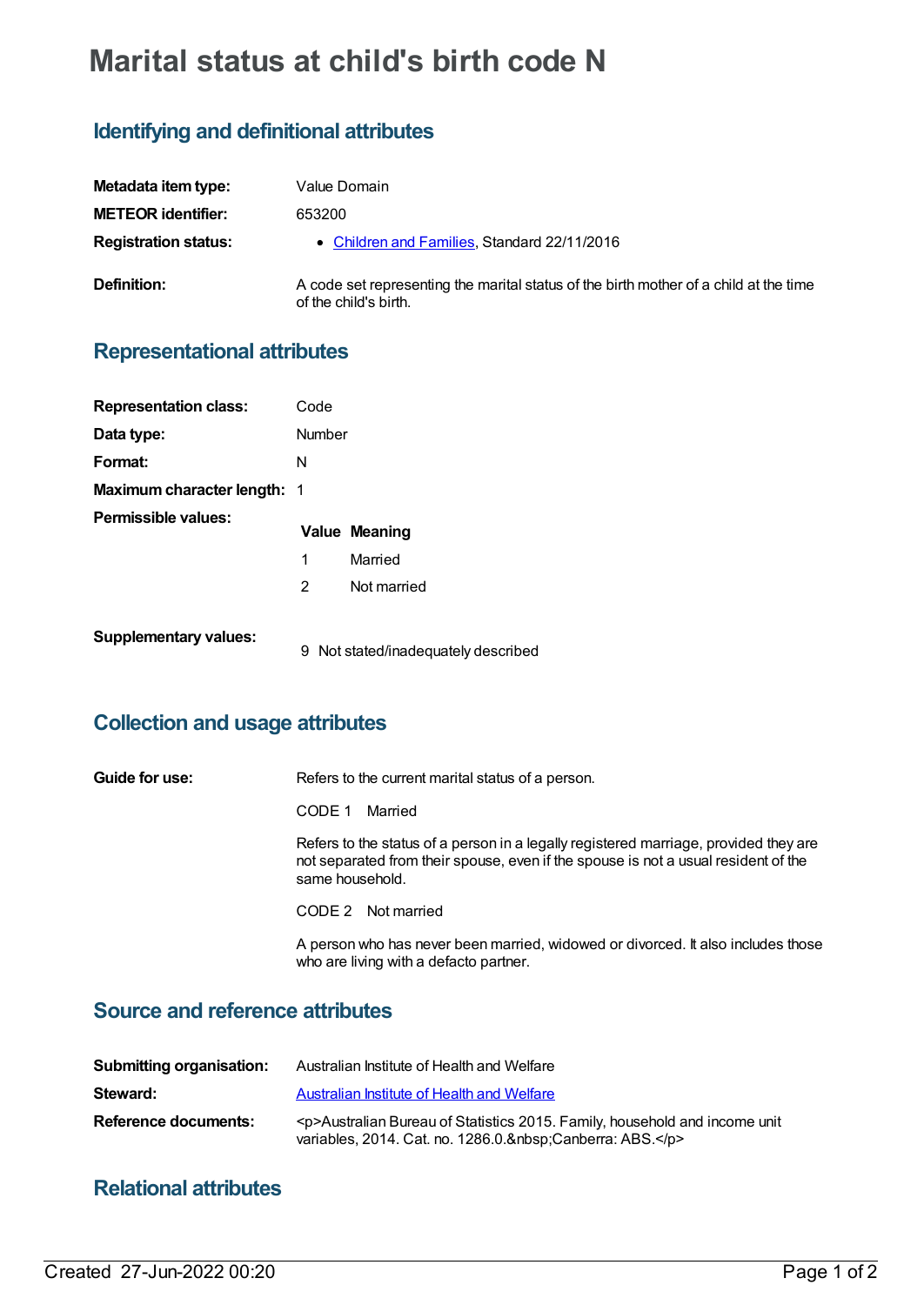# Marital status at child's birth code N

## Identifying and definitional attributes

| | |
|---|---|
| **Metadata item type:** | Value Domain |
| **METEOR identifier:** | 653200 |
| **Registration status:** | • Children and Families, Standard 22/11/2016 |
| **Definition:** | A code set representing the marital status of the birth mother of a child at the time of the child's birth. |

## Representational attributes

| | |
|---|---|
| **Representation class:** | Code |
| **Data type:** | Number |
| **Format:** | N |
| **Maximum character length:** | 1 |

**Permissible values:**

| Value | Meaning |
|---|---|
| 1 | Married |
| 2 | Not married |

**Supplementary values:**

| | |
|---|---|
| 9 | Not stated/inadequately described |

## Collection and usage attributes

**Guide for use:** Refers to the current marital status of a person.

CODE 1 Married

Refers to the status of a person in a legally registered marriage, provided they are not separated from their spouse, even if the spouse is not a usual resident of the same household.

CODE 2 Not married

A person who has never been married, widowed or divorced. It also includes those who are living with a defacto partner.

## Source and reference attributes

| | |
|---|---|
| **Submitting organisation:** | Australian Institute of Health and Welfare |
| **Steward:** | Australian Institute of Health and Welfare |
| **Reference documents:** | <p>Australian Bureau of Statistics 2015. Family, household and income unit variables, 2014. Cat. no. 1286.0.&nbsp;Canberra: ABS.</p> |

## Relational attributes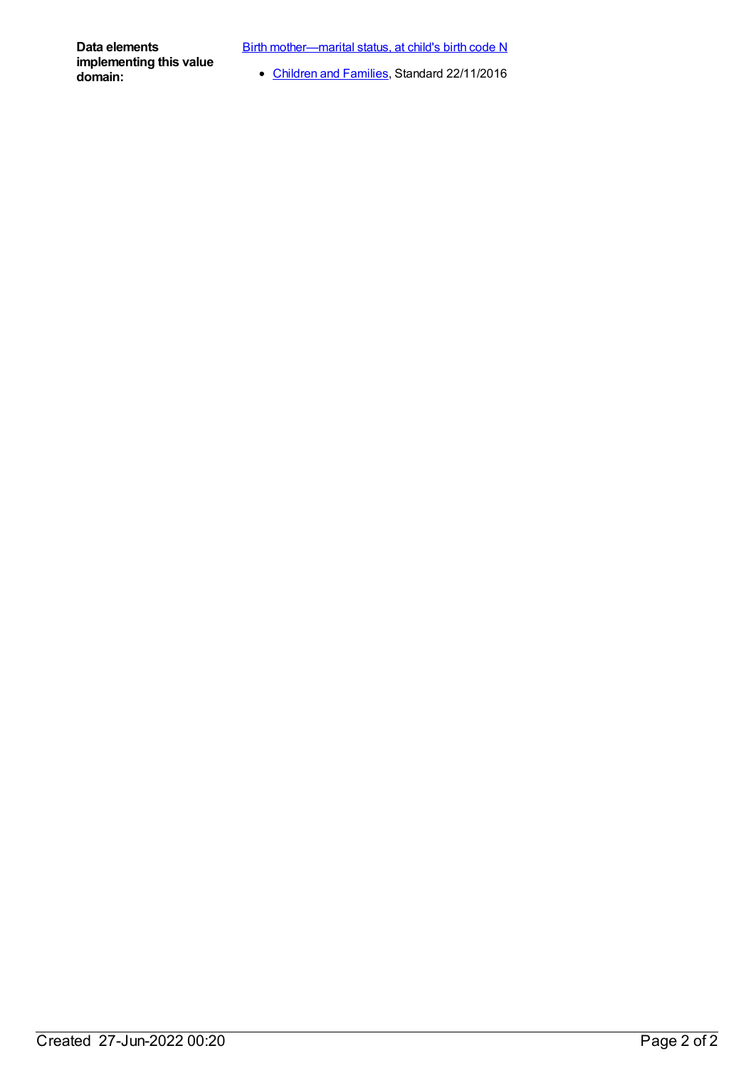**Data elements implementing this value domain:**

Birth mother—marital status, at child's birth code N

- Children and Families, Standard 22/11/2016